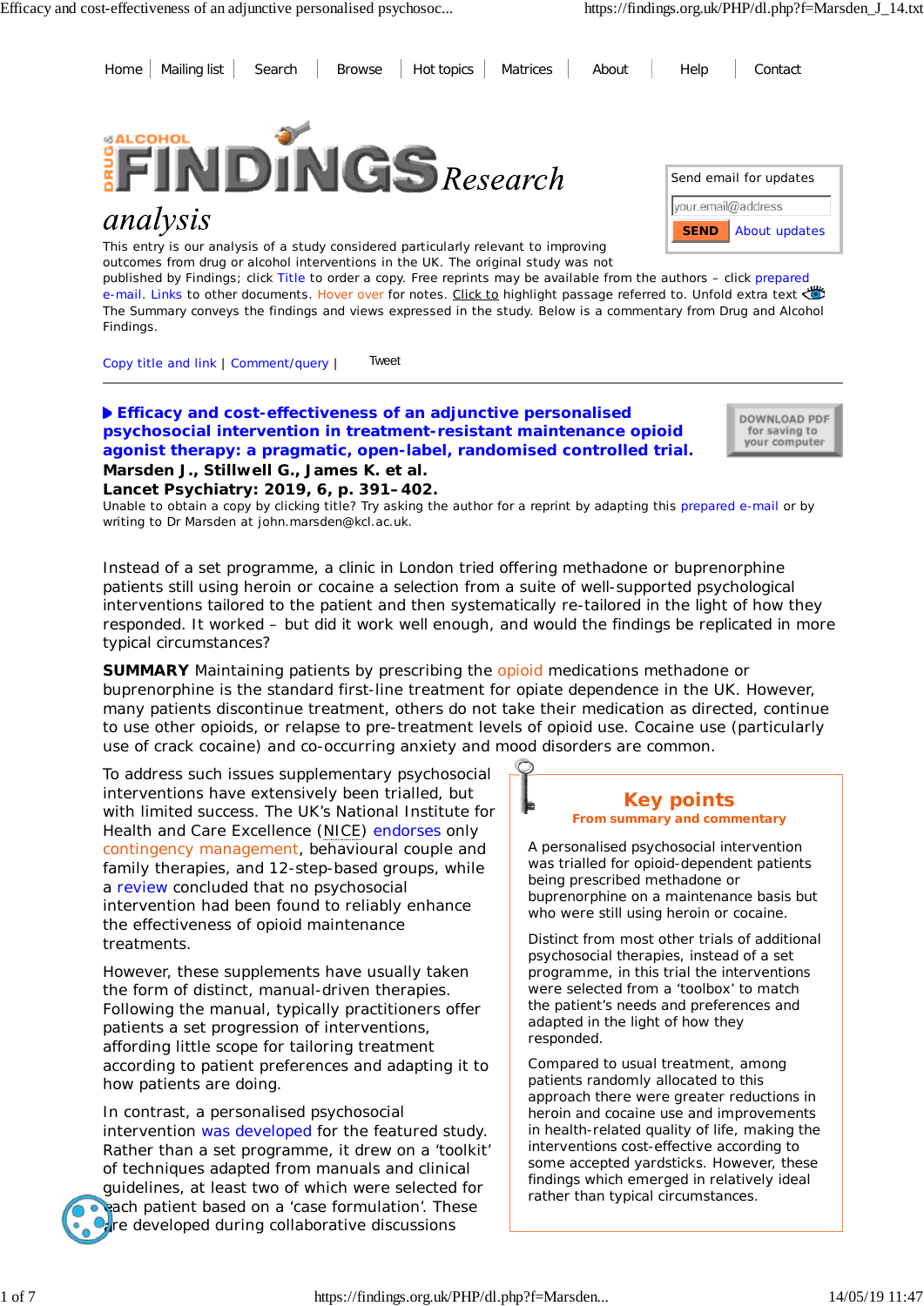Home | Mailing list | Search | Browse | Hot topics | Matrices | About | Help | Contact

# DRUG & ALCOHOL FINDINGS Research analysis

This entry is our analysis of a study considered particularly relevant to improving outcomes from drug or alcohol interventions in the UK. The original study was not published by Findings; click Title to order a copy. Free reprints may be available from the authors – click prepared e-mail. Links to other documents. Hover over for notes. Click to highlight passage referred to. Unfold extra text The Summary conveys the findings and views expressed in the study. Below is a commentary from Drug and Alcohol Findings.

Send email for updates

your.email@address

SEND About updates

Copy title and link | Comment/query | Tweet

## Efficacy and cost-effectiveness of an adjunctive personalised psychosocial intervention in treatment-resistant maintenance opioid agonist therapy: a pragmatic, open-label, randomised controlled trial.

**Marsden J., Stillwell G., James K. et al.**

**Lancet Psychiatry: 2019, 6, p. 391–402.**

Unable to obtain a copy by clicking title? Try asking the author for a reprint by adapting this prepared e-mail or by writing to Dr Marsden at john.marsden@kcl.ac.uk.

DOWNLOAD PDF for saving to your computer

Instead of a set programme, a clinic in London tried offering methadone or buprenorphine patients still using heroin or cocaine a selection from a suite of well-supported psychological interventions tailored to the patient and then systematically re-tailored in the light of how they responded. It worked – but did it work well enough, and would the findings be replicated in more typical circumstances?

**SUMMARY** Maintaining patients by prescribing the opioid medications methadone or buprenorphine is the standard first-line treatment for opiate dependence in the UK. However, many patients discontinue treatment, others do not take their medication as directed, continue to use other opioids, or relapse to pre-treatment levels of opioid use. Cocaine use (particularly use of crack cocaine) and co-occurring anxiety and mood disorders are common.

To address such issues supplementary psychosocial interventions have extensively been trialled, but with limited success. The UK's National Institute for Health and Care Excellence (NICE) endorses only contingency management, behavioural couple and family therapies, and 12-step-based groups, while a review concluded that no psychosocial intervention had been found to reliably enhance the effectiveness of opioid maintenance treatments.

However, these supplements have usually taken the form of distinct, manual-driven therapies. Following the manual, typically practitioners offer patients a set progression of interventions, affording little scope for tailoring treatment according to patient preferences and adapting it to how patients are doing.

In contrast, a personalised psychosocial intervention was developed for the featured study. Rather than a set programme, it drew on a 'toolkit' of techniques adapted from manuals and clinical guidelines, at least two of which were selected for each patient based on a 'case formulation'. These are developed during collaborative discussions

### Key points
**From summary and commentary**

A personalised psychosocial intervention was trialled for opioid-dependent patients being prescribed methadone or buprenorphine on a maintenance basis but who were still using heroin or cocaine.

Distinct from most other trials of additional psychosocial therapies, instead of a set programme, in this trial the interventions were selected from a 'toolbox' to match the patient's needs and preferences and adapted in the light of how they responded.

Compared to usual treatment, among patients randomly allocated to this approach there were greater reductions in heroin and cocaine use and improvements in health-related quality of life, making the interventions cost-effective according to some accepted yardsticks. However, these findings which emerged in relatively ideal rather than typical circumstances.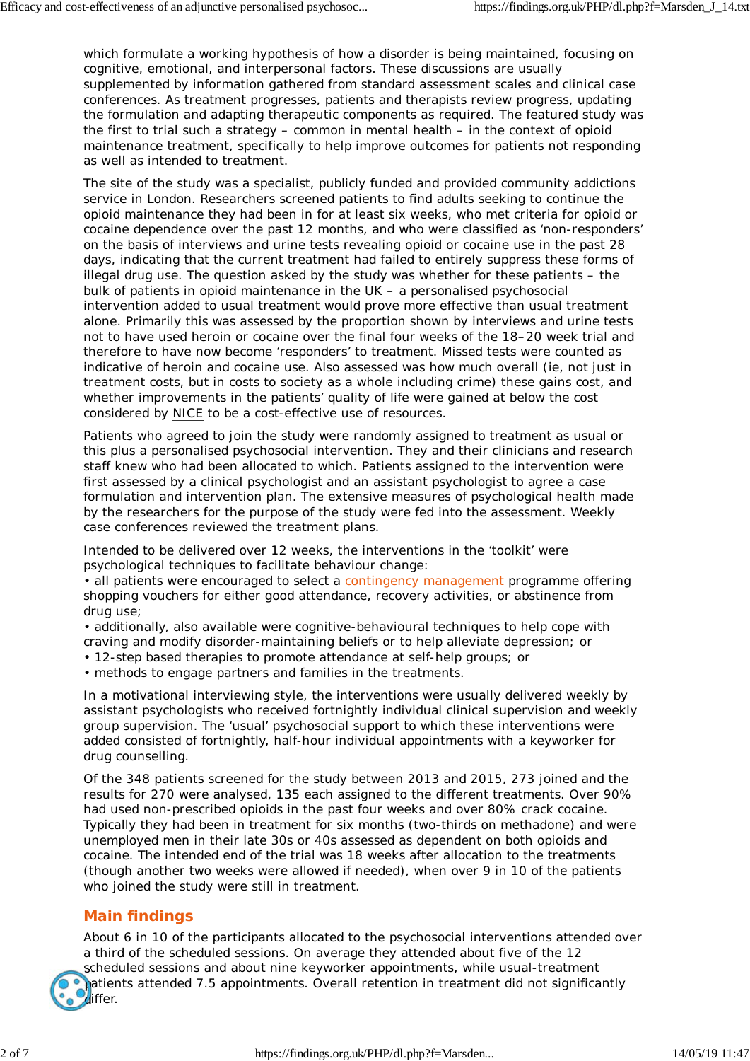which formulate a working hypothesis of how a disorder is being maintained, focusing on cognitive, emotional, and interpersonal factors. These discussions are usually supplemented by information gathered from standard assessment scales and clinical case conferences. As treatment progresses, patients and therapists review progress, updating the formulation and adapting therapeutic components as required. The featured study was the first to trial such a strategy – common in mental health – in the context of opioid maintenance treatment, specifically to help improve outcomes for patients not responding as well as intended to treatment.

The site of the study was a specialist, publicly funded and provided community addictions service in London. Researchers screened patients to find adults seeking to continue the opioid maintenance they had been in for at least six weeks, who met criteria for opioid or cocaine dependence over the past 12 months, and who were classified as 'non-responders' on the basis of interviews and urine tests revealing opioid or cocaine use in the past 28 days, indicating that the current treatment had failed to entirely suppress these forms of illegal drug use. The question asked by the study was whether for these patients – the bulk of patients in opioid maintenance in the UK – a personalised psychosocial intervention added to usual treatment would prove more effective than usual treatment alone. Primarily this was assessed by the proportion shown by interviews and urine tests not to have used heroin or cocaine over the final four weeks of the 18–20 week trial and therefore to have now become 'responders' to treatment. Missed tests were counted as indicative of heroin and cocaine use. Also assessed was how much overall (ie, not just in treatment costs, but in costs to society as a whole including crime) these gains cost, and whether improvements in the patients' quality of life were gained at below the cost considered by NICE to be a cost-effective use of resources.

Patients who agreed to join the study were randomly assigned to treatment as usual or this plus a personalised psychosocial intervention. They and their clinicians and research staff knew who had been allocated to which. Patients assigned to the intervention were first assessed by a clinical psychologist and an assistant psychologist to agree a case formulation and intervention plan. The extensive measures of psychological health made by the researchers for the purpose of the study were fed into the assessment. Weekly case conferences reviewed the treatment plans.

Intended to be delivered over 12 weeks, the interventions in the 'toolkit' were psychological techniques to facilitate behaviour change:

- all patients were encouraged to select a contingency management programme offering shopping vouchers for either good attendance, recovery activities, or abstinence from drug use;
- additionally, also available were cognitive-behavioural techniques to help cope with craving and modify disorder-maintaining beliefs or to help alleviate depression; or
- 12-step based therapies to promote attendance at self-help groups; or
- methods to engage partners and families in the treatments.

In a motivational interviewing style, the interventions were usually delivered weekly by assistant psychologists who received fortnightly individual clinical supervision and weekly group supervision. The 'usual' psychosocial support to which these interventions were added consisted of fortnightly, half-hour individual appointments with a keyworker for drug counselling.

Of the 348 patients screened for the study between 2013 and 2015, 273 joined and the results for 270 were analysed, 135 each assigned to the different treatments. Over 90% had used non-prescribed opioids in the past four weeks and over 80% crack cocaine. Typically they had been in treatment for six months (two-thirds on methadone) and were unemployed men in their late 30s or 40s assessed as dependent on both opioids and cocaine. The intended end of the trial was 18 weeks after allocation to the treatments (though another two weeks were allowed if needed), when over 9 in 10 of the patients who joined the study were still in treatment.

## Main findings

About 6 in 10 of the participants allocated to the psychosocial interventions attended over a third of the scheduled sessions. On average they attended about five of the 12 scheduled sessions and about nine keyworker appointments, while usual-treatment patients attended 7.5 appointments. Overall retention in treatment did not significantly differ.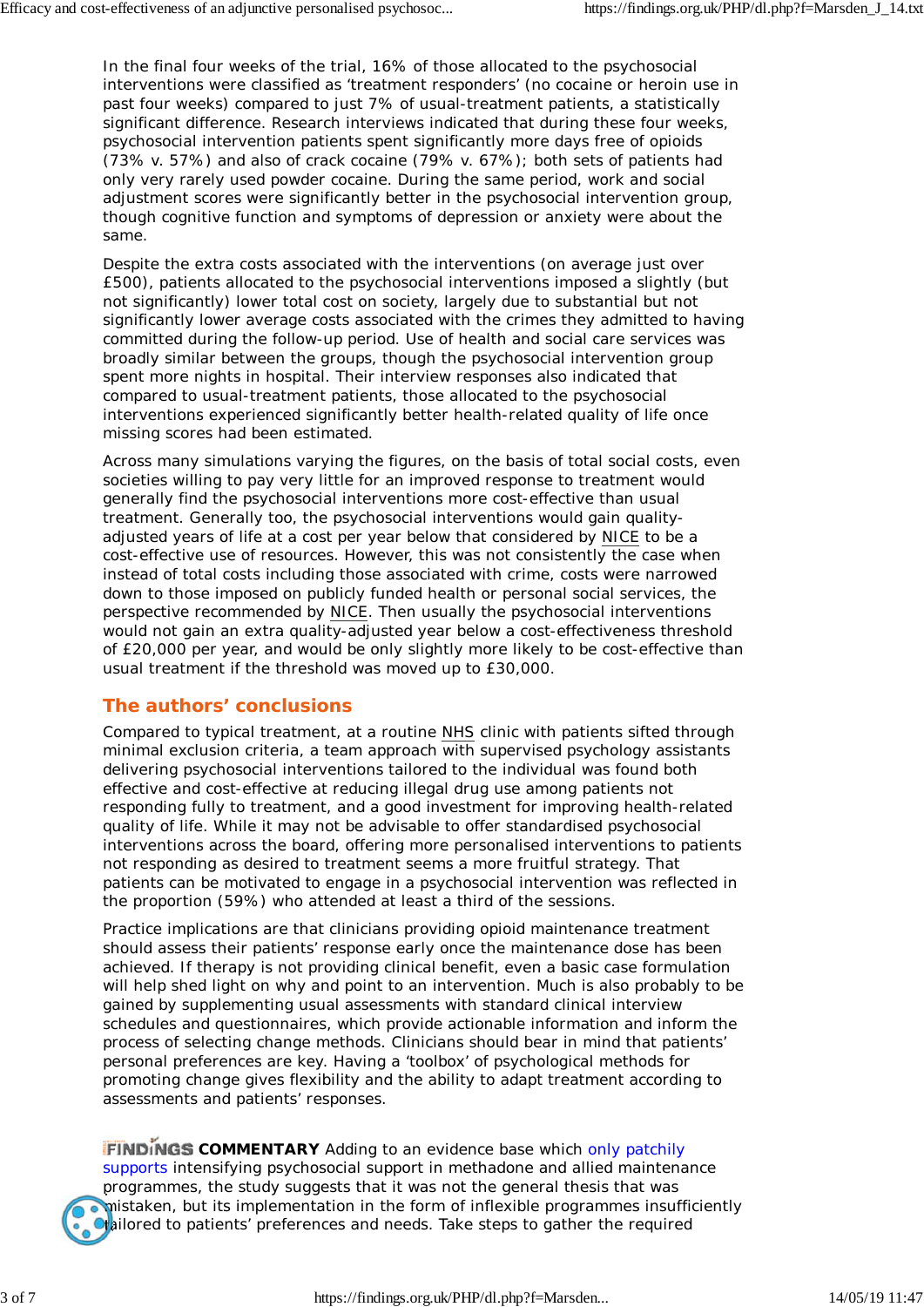In the final four weeks of the trial, 16% of those allocated to the psychosocial interventions were classified as 'treatment responders' (no cocaine or heroin use in past four weeks) compared to just 7% of usual-treatment patients, a statistically significant difference. Research interviews indicated that during these four weeks, psychosocial intervention patients spent significantly more days free of opioids (73% v. 57%) and also of crack cocaine (79% v. 67%); both sets of patients had only very rarely used powder cocaine. During the same period, work and social adjustment scores were significantly better in the psychosocial intervention group, though cognitive function and symptoms of depression or anxiety were about the same.

Despite the extra costs associated with the interventions (on average just over £500), patients allocated to the psychosocial interventions imposed a slightly (but not significantly) lower total cost on society, largely due to substantial but not significantly lower average costs associated with the crimes they admitted to having committed during the follow-up period. Use of health and social care services was broadly similar between the groups, though the psychosocial intervention group spent more nights in hospital. Their interview responses also indicated that compared to usual-treatment patients, those allocated to the psychosocial interventions experienced significantly better health-related quality of life once missing scores had been estimated.

Across many simulations varying the figures, on the basis of total social costs, even societies willing to pay very little for an improved response to treatment would generally find the psychosocial interventions more cost-effective than usual treatment. Generally too, the psychosocial interventions would gain quality-adjusted years of life at a cost per year below that considered by NICE to be a cost-effective use of resources. However, this was not consistently the case when instead of total costs including those associated with crime, costs were narrowed down to those imposed on publicly funded health or personal social services, the perspective recommended by NICE. Then usually the psychosocial interventions would not gain an extra quality-adjusted year below a cost-effectiveness threshold of £20,000 per year, and would be only slightly more likely to be cost-effective than usual treatment if the threshold was moved up to £30,000.

## The authors' conclusions

Compared to typical treatment, at a routine NHS clinic with patients sifted through minimal exclusion criteria, a team approach with supervised psychology assistants delivering psychosocial interventions tailored to the individual was found both effective and cost-effective at reducing illegal drug use among patients not responding fully to treatment, and a good investment for improving health-related quality of life. While it may not be advisable to offer standardised psychosocial interventions across the board, offering more personalised interventions to patients not responding as desired to treatment seems a more fruitful strategy. That patients can be motivated to engage in a psychosocial intervention was reflected in the proportion (59%) who attended at least a third of the sessions.

Practice implications are that clinicians providing opioid maintenance treatment should assess their patients' response early once the maintenance dose has been achieved. If therapy is not providing clinical benefit, even a basic case formulation will help shed light on why and point to an intervention. Much is also probably to be gained by supplementing usual assessments with standard clinical interview schedules and questionnaires, which provide actionable information and inform the process of selecting change methods. Clinicians should bear in mind that patients' personal preferences are key. Having a 'toolbox' of psychological methods for promoting change gives flexibility and the ability to adapt treatment according to assessments and patients' responses.

FINDINGS **COMMENTARY** Adding to an evidence base which only patchily supports intensifying psychosocial support in methadone and allied maintenance programmes, the study suggests that it was not the general thesis that was mistaken, but its implementation in the form of inflexible programmes insufficiently tailored to patients' preferences and needs. Take steps to gather the required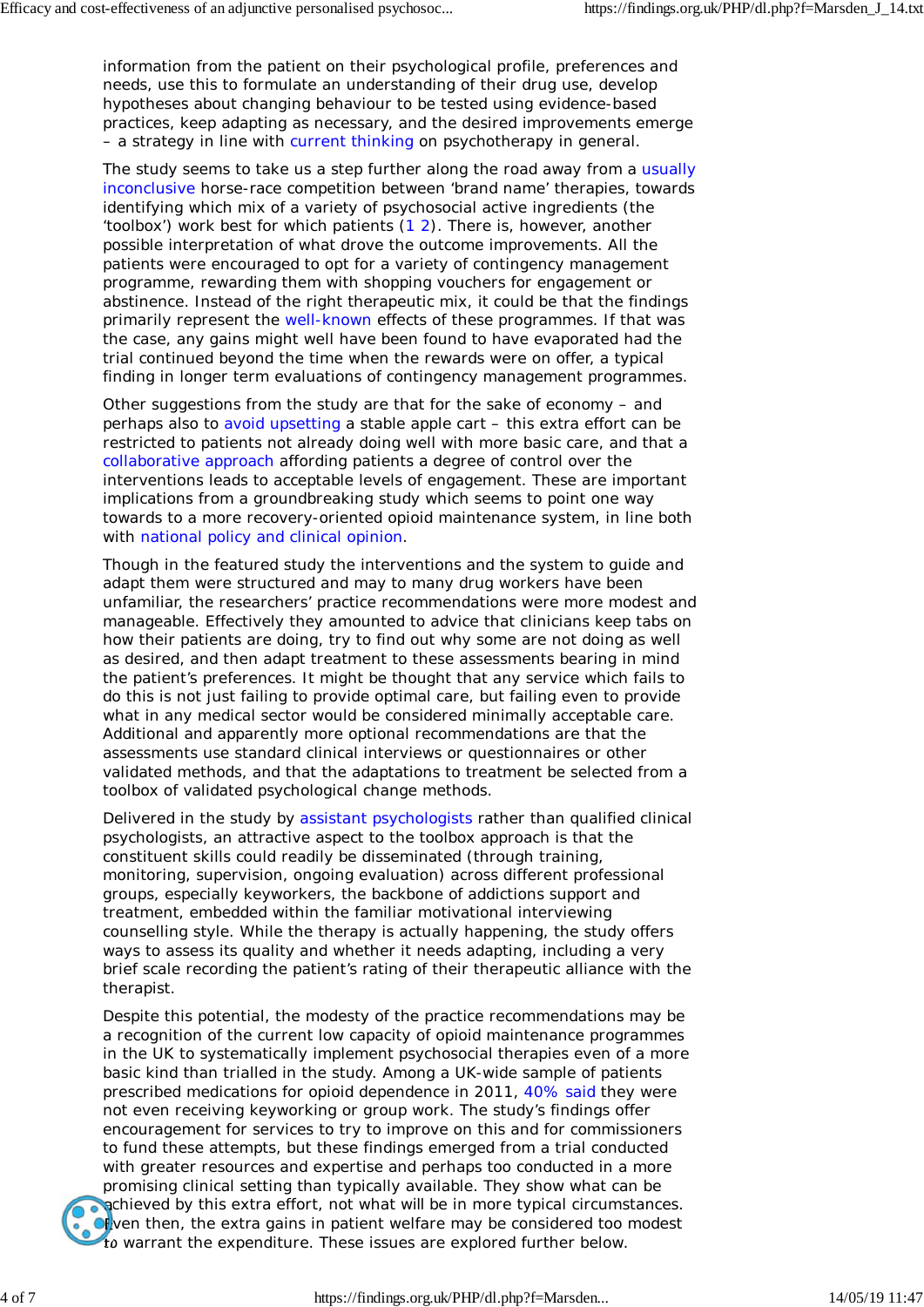information from the patient on their psychological profile, preferences and needs, use this to formulate an understanding of their drug use, develop hypotheses about changing behaviour to be tested using evidence-based practices, keep adapting as necessary, and the desired improvements emerge – a strategy in line with current thinking on psychotherapy in general.

The study seems to take us a step further along the road away from a usually inconclusive horse-race competition between 'brand name' therapies, towards identifying which mix of a variety of psychosocial active ingredients (the 'toolbox') work best for which patients (1 2). There is, however, another possible interpretation of what drove the outcome improvements. All the patients were encouraged to opt for a variety of contingency management programme, rewarding them with shopping vouchers for engagement or abstinence. Instead of the right therapeutic mix, it could be that the findings primarily represent the well-known effects of these programmes. If that was the case, any gains might well have been found to have evaporated had the trial continued beyond the time when the rewards were on offer, a typical finding in longer term evaluations of contingency management programmes.

Other suggestions from the study are that for the sake of economy – and perhaps also to avoid upsetting a stable apple cart – this extra effort can be restricted to patients not already doing well with more basic care, and that a collaborative approach affording patients a degree of control over the interventions leads to acceptable levels of engagement. These are important implications from a groundbreaking study which seems to point one way towards to a more recovery-oriented opioid maintenance system, in line both with national policy and clinical opinion.

Though in the featured study the interventions and the system to guide and adapt them were structured and may to many drug workers have been unfamiliar, the researchers' practice recommendations were more modest and manageable. Effectively they amounted to advice that clinicians keep tabs on how their patients are doing, try to find out why some are not doing as well as desired, and then adapt treatment to these assessments bearing in mind the patient's preferences. It might be thought that any service which fails to do this is not just failing to provide optimal care, but failing even to provide what in any medical sector would be considered minimally acceptable care. Additional and apparently more optional recommendations are that the assessments use standard clinical interviews or questionnaires or other validated methods, and that the adaptations to treatment be selected from a toolbox of validated psychological change methods.

Delivered in the study by assistant psychologists rather than qualified clinical psychologists, an attractive aspect to the toolbox approach is that the constituent skills could readily be disseminated (through training, monitoring, supervision, ongoing evaluation) across different professional groups, especially keyworkers, the backbone of addictions support and treatment, embedded within the familiar motivational interviewing counselling style. While the therapy is actually happening, the study offers ways to assess its quality and whether it needs adapting, including a very brief scale recording the patient's rating of their therapeutic alliance with the therapist.

Despite this potential, the modesty of the practice recommendations may be a recognition of the current low capacity of opioid maintenance programmes in the UK to systematically implement psychosocial therapies even of a more basic kind than trialled in the study. Among a UK-wide sample of patients prescribed medications for opioid dependence in 2011, 40% said they were not even receiving keyworking or group work. The study's findings offer encouragement for services to try to improve on this and for commissioners to fund these attempts, but these findings emerged from a trial conducted with greater resources and expertise and perhaps too conducted in a more promising clinical setting than typically available. They show what can be achieved by this extra effort, not what will be in more typical circumstances. Even then, the extra gains in patient welfare may be considered too modest to warrant the expenditure. These issues are explored further below.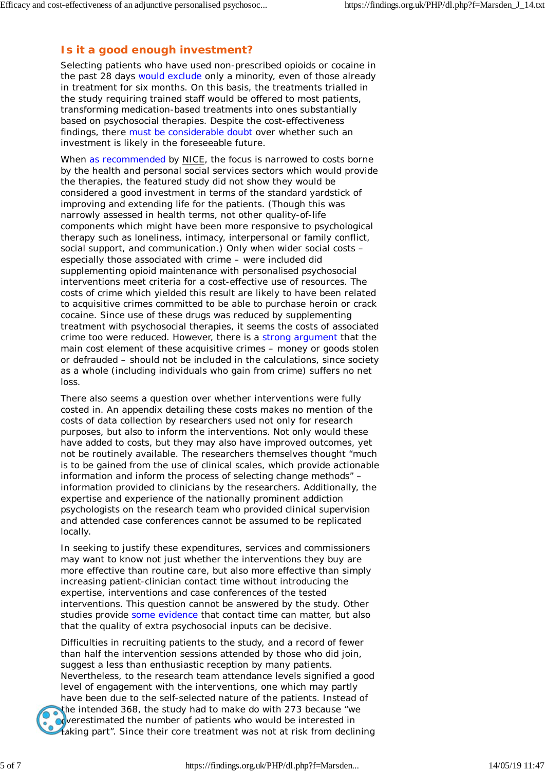## Is it a good enough investment?

Selecting patients who have used non-prescribed opioids or cocaine in the past 28 days would exclude only a minority, even of those already in treatment for six months. On this basis, the treatments trialled in the study requiring trained staff would be offered to most patients, transforming medication-based treatments into ones substantially based on psychosocial therapies. Despite the cost-effectiveness findings, there must be considerable doubt over whether such an investment is likely in the foreseeable future.

When as recommended by NICE, the focus is narrowed to costs borne by the health and personal social services sectors which would provide the therapies, the featured study did not show they would be considered a good investment in terms of the standard yardstick of improving and extending life for the patients. (Though this was narrowly assessed in health terms, not other quality-of-life components which might have been more responsive to psychological therapy such as loneliness, intimacy, interpersonal or family conflict, social support, and communication.) Only when wider social costs – especially those associated with crime – were included did supplementing opioid maintenance with personalised psychosocial interventions meet criteria for a cost-effective use of resources. The costs of crime which yielded this result are likely to have been related to acquisitive crimes committed to be able to purchase heroin or crack cocaine. Since use of these drugs was reduced by supplementing treatment with psychosocial therapies, it seems the costs of associated crime too were reduced. However, there is a strong argument that the main cost element of these acquisitive crimes – money or goods stolen or defrauded – should not be included in the calculations, since society as a whole (including individuals who gain from crime) suffers no net loss.

There also seems a question over whether interventions were fully costed in. An appendix detailing these costs makes no mention of the costs of data collection by researchers used not only for research purposes, but also to inform the interventions. Not only would these have added to costs, but they may also have improved outcomes, yet not be routinely available. The researchers themselves thought "much is to be gained from the use of clinical scales, which provide actionable information and inform the process of selecting change methods" – information provided to clinicians by the researchers. Additionally, the expertise and experience of the nationally prominent addiction psychologists on the research team who provided clinical supervision and attended case conferences cannot be assumed to be replicated locally.

In seeking to justify these expenditures, services and commissioners may want to know not just whether the interventions they buy are more effective than routine care, but also more effective than simply increasing patient-clinician contact time without introducing the expertise, interventions and case conferences of the tested interventions. This question cannot be answered by the study. Other studies provide some evidence that contact time can matter, but also that the quality of extra psychosocial inputs can be decisive.

Difficulties in recruiting patients to the study, and a record of fewer than half the intervention sessions attended by those who did join, suggest a less than enthusiastic reception by many patients. Nevertheless, to the research team attendance levels signified a good level of engagement with the interventions, one which may partly have been due to the self-selected nature of the patients. Instead of the intended 368, the study had to make do with 273 because "we overestimated the number of patients who would be interested in taking part". Since their core treatment was not at risk from declining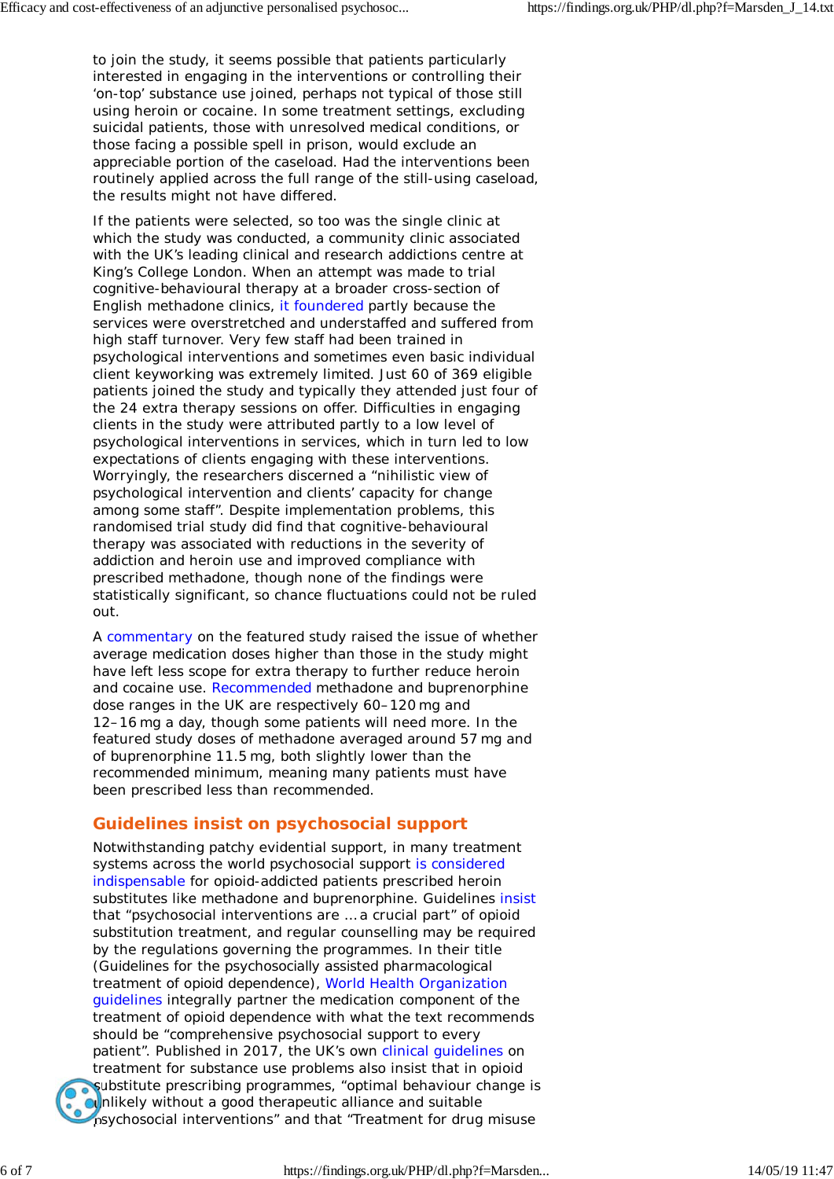to join the study, it seems possible that patients particularly interested in engaging in the interventions or controlling their 'on-top' substance use joined, perhaps not typical of those still using heroin or cocaine. In some treatment settings, excluding suicidal patients, those with unresolved medical conditions, or those facing a possible spell in prison, would exclude an appreciable portion of the caseload. Had the interventions been routinely applied across the full range of the still-using caseload, the results might not have differed.

If the patients were selected, so too was the single clinic at which the study was conducted, a community clinic associated with the UK's leading clinical and research addictions centre at King's College London. When an attempt was made to trial cognitive-behavioural therapy at a broader cross-section of English methadone clinics, it foundered partly because the services were overstretched and understaffed and suffered from high staff turnover. Very few staff had been trained in psychological interventions and sometimes even basic individual client keyworking was extremely limited. Just 60 of 369 eligible patients joined the study and typically they attended just four of the 24 extra therapy sessions on offer. Difficulties in engaging clients in the study were attributed partly to a low level of psychological interventions in services, which in turn led to low expectations of clients engaging with these interventions. Worryingly, the researchers discerned a "nihilistic view of psychological intervention and clients' capacity for change among some staff". Despite implementation problems, this randomised trial study did find that cognitive-behavioural therapy was associated with reductions in the severity of addiction and heroin use and improved compliance with prescribed methadone, though none of the findings were statistically significant, so chance fluctuations could not be ruled out.

A commentary on the featured study raised the issue of whether average medication doses higher than those in the study might have left less scope for extra therapy to further reduce heroin and cocaine use. Recommended methadone and buprenorphine dose ranges in the UK are respectively 60–120 mg and 12–16 mg a day, though some patients will need more. In the featured study doses of methadone averaged around 57 mg and of buprenorphine 11.5 mg, both slightly lower than the recommended minimum, meaning many patients must have been prescribed less than recommended.

## Guidelines insist on psychosocial support

Notwithstanding patchy evidential support, in many treatment systems across the world psychosocial support is considered indispensable for opioid-addicted patients prescribed heroin substitutes like methadone and buprenorphine. Guidelines insist that "psychosocial interventions are ... a crucial part" of opioid substitution treatment, and regular counselling may be required by the regulations governing the programmes. In their title (Guidelines for the psychosocially assisted pharmacological treatment of opioid dependence), World Health Organization guidelines integrally partner the medication component of the treatment of opioid dependence with what the text recommends should be "comprehensive psychosocial support to every patient". Published in 2017, the UK's own clinical guidelines on treatment for substance use problems also insist that in opioid substitution prescribing programmes, "optimal behaviour change is unlikely without a good therapeutic alliance and suitable psychosocial interventions" and that "Treatment for drug misuse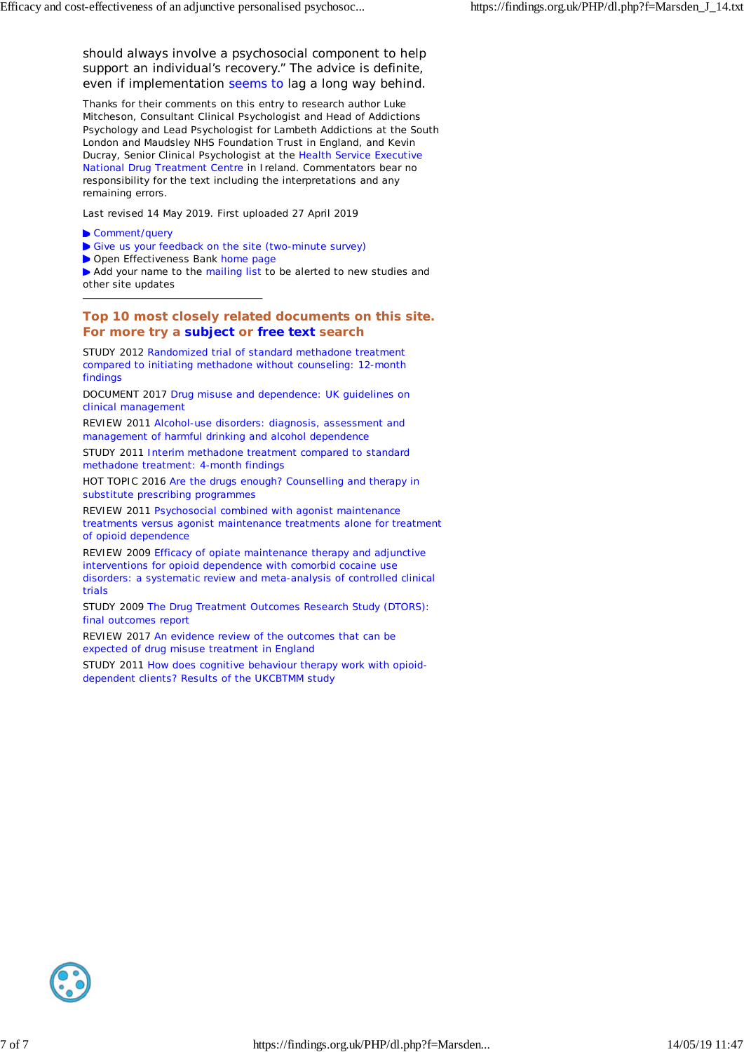should always involve a psychosocial component to help support an individual's recovery." The advice is definite, even if implementation seems to lag a long way behind.

Thanks for their comments on this entry to research author Luke Mitcheson, Consultant Clinical Psychologist and Head of Addictions Psychology and Lead Psychologist for Lambeth Addictions at the South London and Maudsley NHS Foundation Trust in England, and Kevin Ducray, Senior Clinical Psychologist at the Health Service Executive National Drug Treatment Centre in Ireland. Commentators bear no responsibility for the text including the interpretations and any remaining errors.

Last revised 14 May 2019. First uploaded 27 April 2019

- Comment/query
- Give us your feedback on the site (two-minute survey)
- Open Effectiveness Bank home page
- Add your name to the mailing list to be alerted to new studies and other site updates

---

## Top 10 most closely related documents on this site. For more try a **subject** or **free text** search

STUDY 2012 Randomized trial of standard methadone treatment compared to initiating methadone without counseling: 12-month findings

DOCUMENT 2017 Drug misuse and dependence: UK guidelines on clinical management

REVIEW 2011 Alcohol-use disorders: diagnosis, assessment and management of harmful drinking and alcohol dependence

STUDY 2011 Interim methadone treatment compared to standard methadone treatment: 4-month findings

HOT TOPIC 2016 Are the drugs enough? Counselling and therapy in substitute prescribing programmes

REVIEW 2011 Psychosocial combined with agonist maintenance treatments versus agonist maintenance treatments alone for treatment of opioid dependence

REVIEW 2009 Efficacy of opiate maintenance therapy and adjunctive interventions for opioid dependence with comorbid cocaine use disorders: a systematic review and meta-analysis of controlled clinical trials

STUDY 2009 The Drug Treatment Outcomes Research Study (DTORS): final outcomes report

REVIEW 2017 An evidence review of the outcomes that can be expected of drug misuse treatment in England

STUDY 2011 How does cognitive behaviour therapy work with opioid-dependent clients? Results of the UKCBTMM study